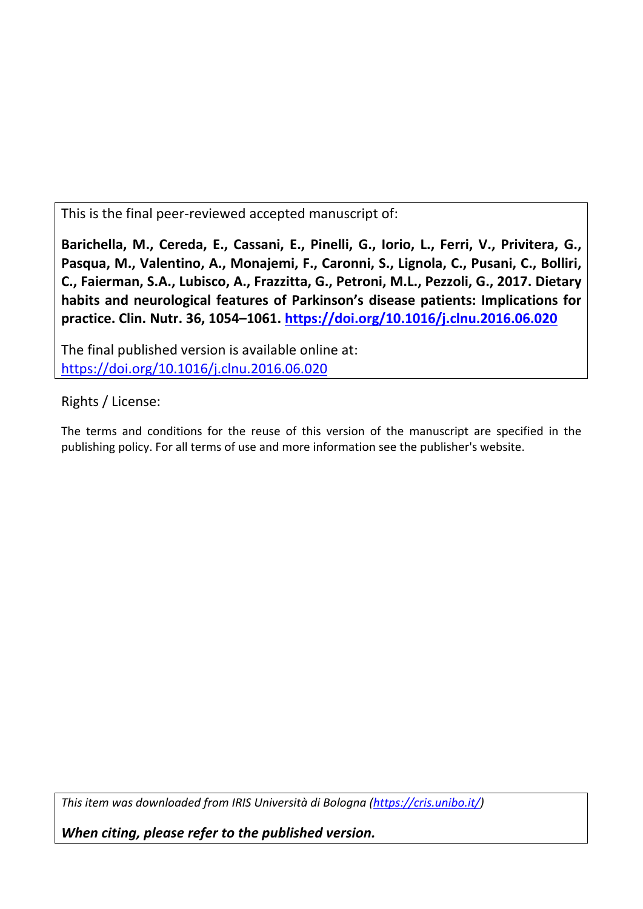This is the final peer-reviewed accepted manuscript of:

**Barichella, M., Cereda, E., Cassani, E., Pinelli, G., Iorio, L., Ferri, V., Privitera, G., Pasqua, M., Valentino, A., Monajemi, F., Caronni, S., Lignola, C., Pusani, C., Bolliri, C., Faierman, S.A., Lubisco, A., Frazzitta, G., Petroni, M.L., Pezzoli, G., 2017. Dietary habits and neurological features of Parkinson's disease patients: Implications for practice. Clin. Nutr. 36, 1054–1061. [https://doi.org/10.1016/j.clnu.2016.06.020](https://doi.org/10.1016/j.clnu.2016.06.020)**

The final published version is available online at: [https://doi.org/10.1016/j.clnu.2016.06.020](https://doi.org/10.1016/j.clnu.2016.06.020)

Rights / License:

The terms and conditions for the reuse of this version of the manuscript are specified in the publishing policy. For all terms of use and more information see the publisher's website.

*This item was downloaded from IRIS Università di Bologna ([https://cris.unibo.it/](https://cris.unibo.it/))*

***When citing, please refer to the published version.***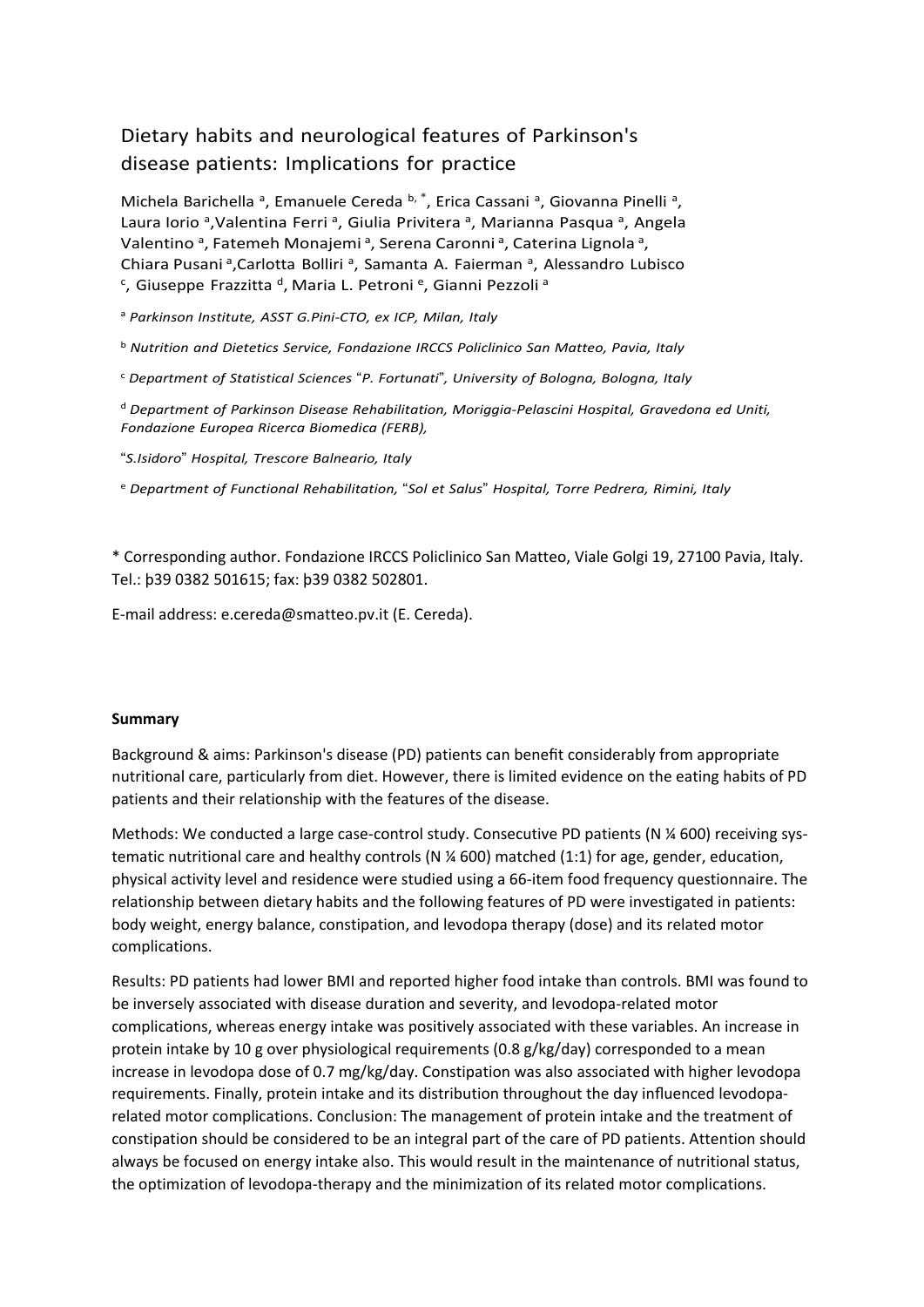# Dietary habits and neurological features of Parkinson's disease patients: Implications for practice

Michela Barichella [a], Emanuele Cereda [b,*], Erica Cassani [a], Giovanna Pinelli [a], Laura Iorio [a], Valentina Ferri [a], Giulia Privitera [a], Marianna Pasqua [a], Angela Valentino [a], Fatemeh Monajemi [a], Serena Caronni [a], Caterina Lignola [a], Chiara Pusani [a], Carlotta Bolliri [a], Samanta A. Faierman [a], Alessandro Lubisco [c], Giuseppe Frazzitta [d], Maria L. Petroni [e], Gianni Pezzoli [a]

[a] *Parkinson Institute, ASST G.Pini-CTO, ex ICP, Milan, Italy*

[b] *Nutrition and Dietetics Service, Fondazione IRCCS Policlinico San Matteo, Pavia, Italy*

[c] *Department of Statistical Sciences "P. Fortunati", University of Bologna, Bologna, Italy*

[d] *Department of Parkinson Disease Rehabilitation, Moriggia-Pelascini Hospital, Gravedona ed Uniti, Fondazione Europea Ricerca Biomedica (FERB),*

*"S.Isidoro" Hospital, Trescore Balneario, Italy*

[e] *Department of Functional Rehabilitation, "Sol et Salus" Hospital, Torre Pedrera, Rimini, Italy*

\* Corresponding author. Fondazione IRCCS Policlinico San Matteo, Viale Golgi 19, 27100 Pavia, Italy. Tel.: þ39 0382 501615; fax: þ39 0382 502801.

E-mail address: e.cereda@smatteo.pv.it (E. Cereda).

**Summary**

Background & aims: Parkinson's disease (PD) patients can benefit considerably from appropriate nutritional care, particularly from diet. However, there is limited evidence on the eating habits of PD patients and their relationship with the features of the disease.

Methods: We conducted a large case-control study. Consecutive PD patients (N ¼ 600) receiving systematic nutritional care and healthy controls (N ¼ 600) matched (1:1) for age, gender, education, physical activity level and residence were studied using a 66-item food frequency questionnaire. The relationship between dietary habits and the following features of PD were investigated in patients: body weight, energy balance, constipation, and levodopa therapy (dose) and its related motor complications.

Results: PD patients had lower BMI and reported higher food intake than controls. BMI was found to be inversely associated with disease duration and severity, and levodopa-related motor complications, whereas energy intake was positively associated with these variables. An increase in protein intake by 10 g over physiological requirements (0.8 g/kg/day) corresponded to a mean increase in levodopa dose of 0.7 mg/kg/day. Constipation was also associated with higher levodopa requirements. Finally, protein intake and its distribution throughout the day influenced levodopa-related motor complications. Conclusion: The management of protein intake and the treatment of constipation should be considered to be an integral part of the care of PD patients. Attention should always be focused on energy intake also. This would result in the maintenance of nutritional status, the optimization of levodopa-therapy and the minimization of its related motor complications.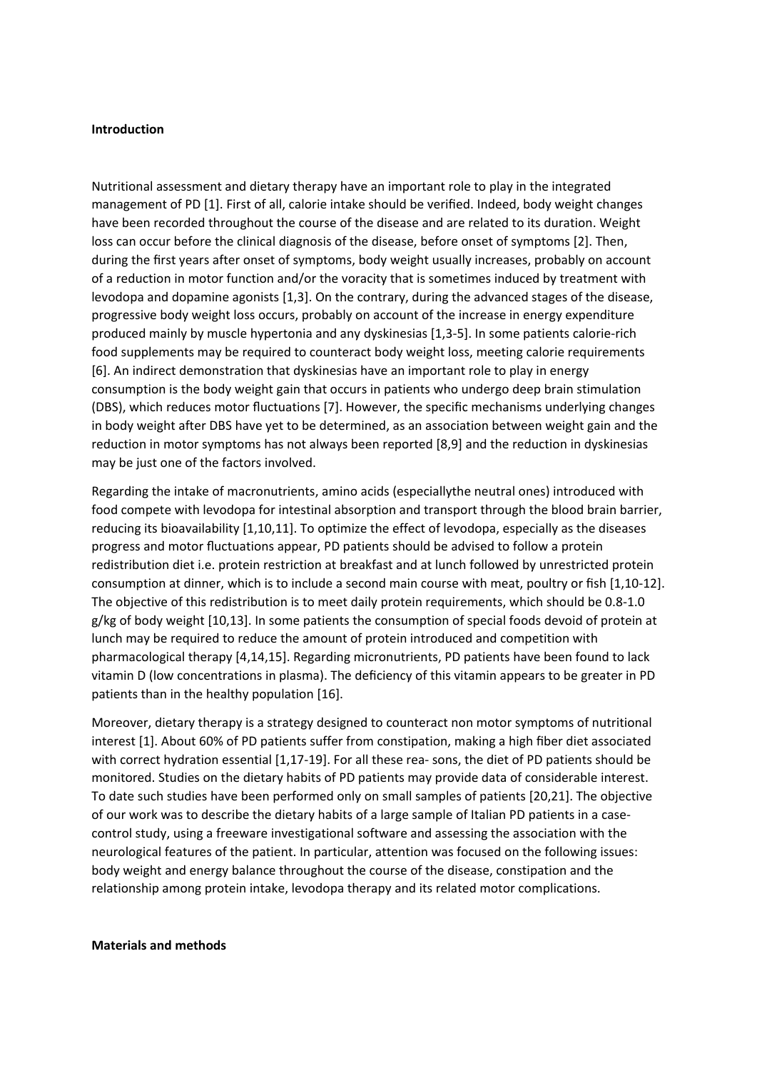**Introduction**

Nutritional assessment and dietary therapy have an important role to play in the integrated management of PD [1]. First of all, calorie intake should be verified. Indeed, body weight changes have been recorded throughout the course of the disease and are related to its duration. Weight loss can occur before the clinical diagnosis of the disease, before onset of symptoms [2]. Then, during the first years after onset of symptoms, body weight usually increases, probably on account of a reduction in motor function and/or the voracity that is sometimes induced by treatment with levodopa and dopamine agonists [1,3]. On the contrary, during the advanced stages of the disease, progressive body weight loss occurs, probably on account of the increase in energy expenditure produced mainly by muscle hypertonia and any dyskinesias [1,3-5]. In some patients calorie-rich food supplements may be required to counteract body weight loss, meeting calorie requirements [6]. An indirect demonstration that dyskinesias have an important role to play in energy consumption is the body weight gain that occurs in patients who undergo deep brain stimulation (DBS), which reduces motor fluctuations [7]. However, the specific mechanisms underlying changes in body weight after DBS have yet to be determined, as an association between weight gain and the reduction in motor symptoms has not always been reported [8,9] and the reduction in dyskinesias may be just one of the factors involved.

Regarding the intake of macronutrients, amino acids (especiallythe neutral ones) introduced with food compete with levodopa for intestinal absorption and transport through the blood brain barrier, reducing its bioavailability [1,10,11]. To optimize the effect of levodopa, especially as the diseases progress and motor fluctuations appear, PD patients should be advised to follow a protein redistribution diet i.e. protein restriction at breakfast and at lunch followed by unrestricted protein consumption at dinner, which is to include a second main course with meat, poultry or fish [1,10-12]. The objective of this redistribution is to meet daily protein requirements, which should be 0.8-1.0 g/kg of body weight [10,13]. In some patients the consumption of special foods devoid of protein at lunch may be required to reduce the amount of protein introduced and competition with pharmacological therapy [4,14,15]. Regarding micronutrients, PD patients have been found to lack vitamin D (low concentrations in plasma). The deficiency of this vitamin appears to be greater in PD patients than in the healthy population [16].

Moreover, dietary therapy is a strategy designed to counteract non motor symptoms of nutritional interest [1]. About 60% of PD patients suffer from constipation, making a high fiber diet associated with correct hydration essential [1,17-19]. For all these rea- sons, the diet of PD patients should be monitored. Studies on the dietary habits of PD patients may provide data of considerable interest. To date such studies have been performed only on small samples of patients [20,21]. The objective of our work was to describe the dietary habits of a large sample of Italian PD patients in a case-control study, using a freeware investigational software and assessing the association with the neurological features of the patient. In particular, attention was focused on the following issues: body weight and energy balance throughout the course of the disease, constipation and the relationship among protein intake, levodopa therapy and its related motor complications.

**Materials and methods**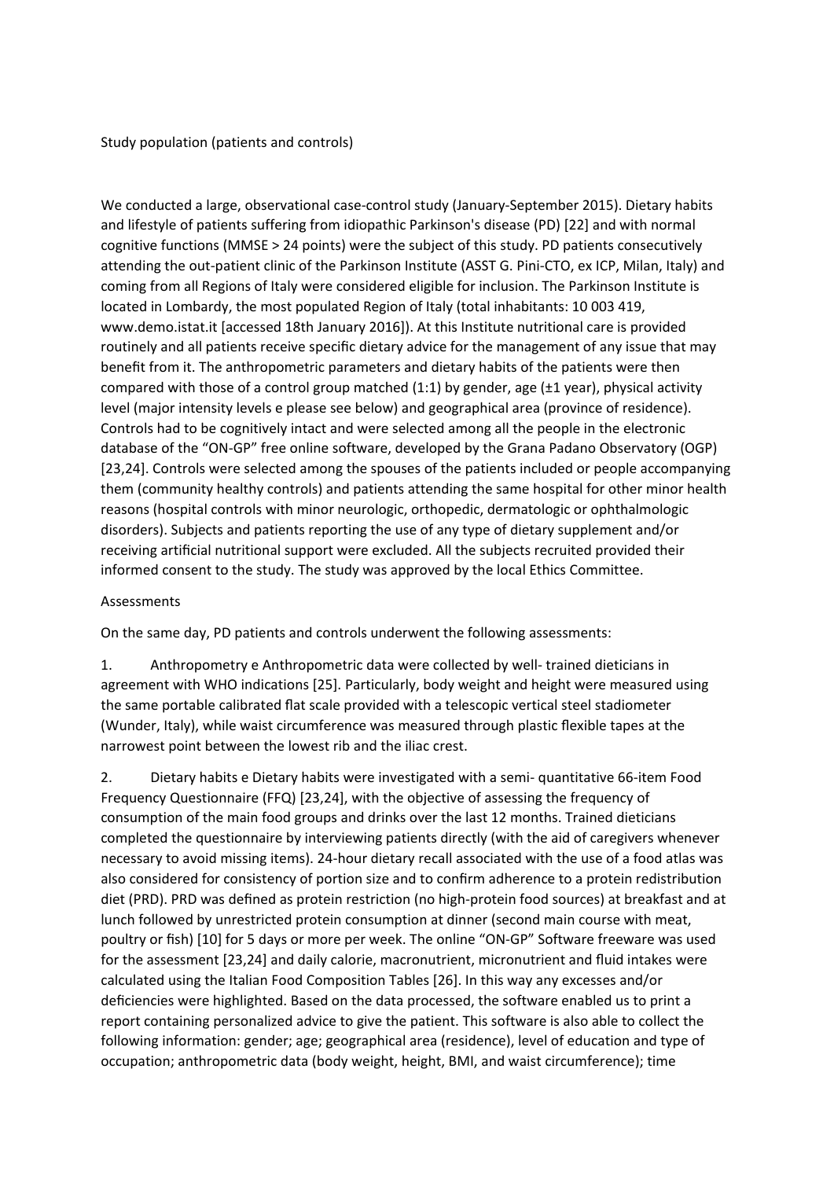## Study population (patients and controls)

We conducted a large, observational case-control study (January-September 2015). Dietary habits and lifestyle of patients suffering from idiopathic Parkinson's disease (PD) [22] and with normal cognitive functions (MMSE > 24 points) were the subject of this study. PD patients consecutively attending the out-patient clinic of the Parkinson Institute (ASST G. Pini-CTO, ex ICP, Milan, Italy) and coming from all Regions of Italy were considered eligible for inclusion. The Parkinson Institute is located in Lombardy, the most populated Region of Italy (total inhabitants: 10 003 419, www.demo.istat.it [accessed 18th January 2016]). At this Institute nutritional care is provided routinely and all patients receive specific dietary advice for the management of any issue that may benefit from it. The anthropometric parameters and dietary habits of the patients were then compared with those of a control group matched (1:1) by gender, age (±1 year), physical activity level (major intensity levels e please see below) and geographical area (province of residence). Controls had to be cognitively intact and were selected among all the people in the electronic database of the "ON-GP" free online software, developed by the Grana Padano Observatory (OGP) [23,24]. Controls were selected among the spouses of the patients included or people accompanying them (community healthy controls) and patients attending the same hospital for other minor health reasons (hospital controls with minor neurologic, orthopedic, dermatologic or ophthalmologic disorders). Subjects and patients reporting the use of any type of dietary supplement and/or receiving artificial nutritional support were excluded. All the subjects recruited provided their informed consent to the study. The study was approved by the local Ethics Committee.

## Assessments

On the same day, PD patients and controls underwent the following assessments:

1. Anthropometry e Anthropometric data were collected by well- trained dieticians in agreement with WHO indications [25]. Particularly, body weight and height were measured using the same portable calibrated flat scale provided with a telescopic vertical steel stadiometer (Wunder, Italy), while waist circumference was measured through plastic flexible tapes at the narrowest point between the lowest rib and the iliac crest.

2. Dietary habits e Dietary habits were investigated with a semi- quantitative 66-item Food Frequency Questionnaire (FFQ) [23,24], with the objective of assessing the frequency of consumption of the main food groups and drinks over the last 12 months. Trained dieticians completed the questionnaire by interviewing patients directly (with the aid of caregivers whenever necessary to avoid missing items). 24-hour dietary recall associated with the use of a food atlas was also considered for consistency of portion size and to confirm adherence to a protein redistribution diet (PRD). PRD was defined as protein restriction (no high-protein food sources) at breakfast and at lunch followed by unrestricted protein consumption at dinner (second main course with meat, poultry or fish) [10] for 5 days or more per week. The online "ON-GP" Software freeware was used for the assessment [23,24] and daily calorie, macronutrient, micronutrient and fluid intakes were calculated using the Italian Food Composition Tables [26]. In this way any excesses and/or deficiencies were highlighted. Based on the data processed, the software enabled us to print a report containing personalized advice to give the patient. This software is also able to collect the following information: gender; age; geographical area (residence), level of education and type of occupation; anthropometric data (body weight, height, BMI, and waist circumference); time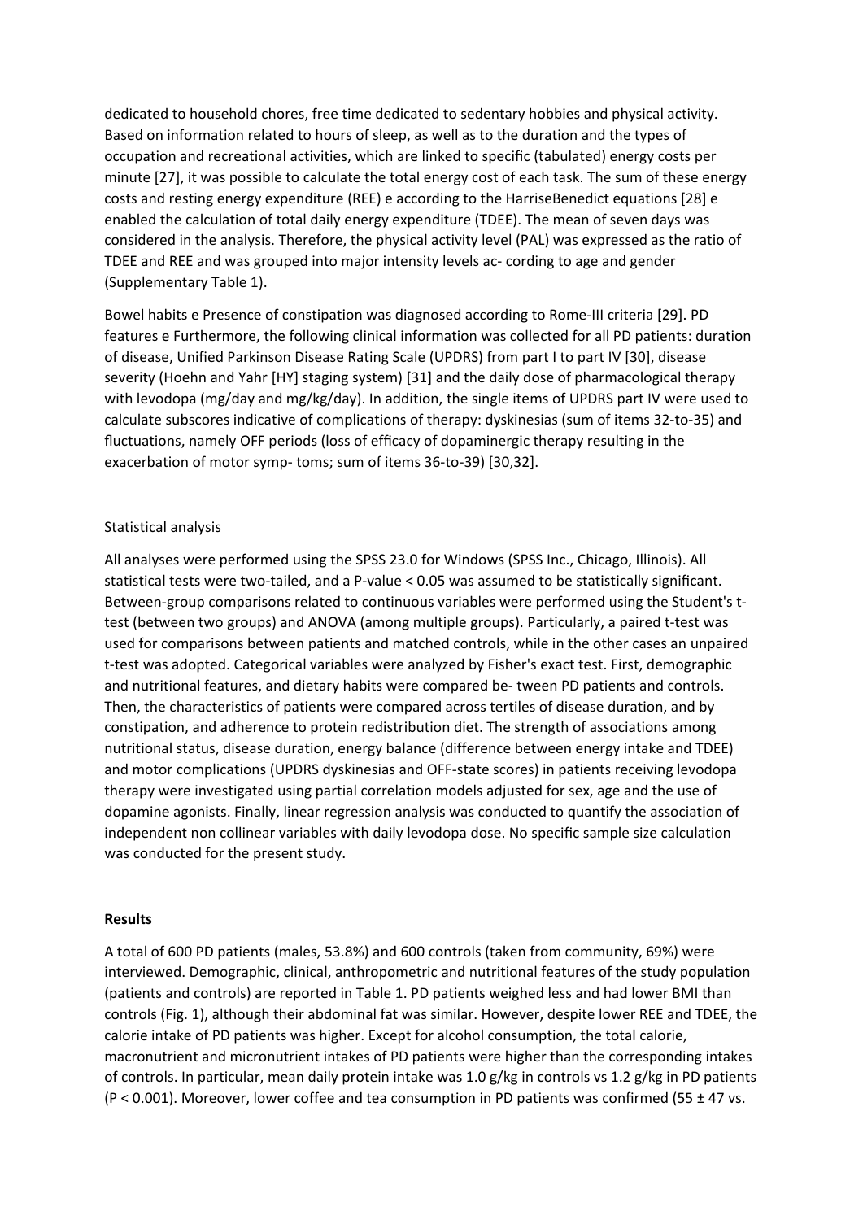dedicated to household chores, free time dedicated to sedentary hobbies and physical activity. Based on information related to hours of sleep, as well as to the duration and the types of occupation and recreational activities, which are linked to specific (tabulated) energy costs per minute [27], it was possible to calculate the total energy cost of each task. The sum of these energy costs and resting energy expenditure (REE) e according to the HarriseBenedict equations [28] e enabled the calculation of total daily energy expenditure (TDEE). The mean of seven days was considered in the analysis. Therefore, the physical activity level (PAL) was expressed as the ratio of TDEE and REE and was grouped into major intensity levels ac- cording to age and gender (Supplementary Table 1).

Bowel habits e Presence of constipation was diagnosed according to Rome-III criteria [29]. PD features e Furthermore, the following clinical information was collected for all PD patients: duration of disease, Unified Parkinson Disease Rating Scale (UPDRS) from part I to part IV [30], disease severity (Hoehn and Yahr [HY] staging system) [31] and the daily dose of pharmacological therapy with levodopa (mg/day and mg/kg/day). In addition, the single items of UPDRS part IV were used to calculate subscores indicative of complications of therapy: dyskinesias (sum of items 32-to-35) and fluctuations, namely OFF periods (loss of efficacy of dopaminergic therapy resulting in the exacerbation of motor symp- toms; sum of items 36-to-39) [30,32].

Statistical analysis

All analyses were performed using the SPSS 23.0 for Windows (SPSS Inc., Chicago, Illinois). All statistical tests were two-tailed, and a P-value < 0.05 was assumed to be statistically significant. Between-group comparisons related to continuous variables were performed using the Student's t-test (between two groups) and ANOVA (among multiple groups). Particularly, a paired t-test was used for comparisons between patients and matched controls, while in the other cases an unpaired t-test was adopted. Categorical variables were analyzed by Fisher's exact test. First, demographic and nutritional features, and dietary habits were compared be- tween PD patients and controls. Then, the characteristics of patients were compared across tertiles of disease duration, and by constipation, and adherence to protein redistribution diet. The strength of associations among nutritional status, disease duration, energy balance (difference between energy intake and TDEE) and motor complications (UPDRS dyskinesias and OFF-state scores) in patients receiving levodopa therapy were investigated using partial correlation models adjusted for sex, age and the use of dopamine agonists. Finally, linear regression analysis was conducted to quantify the association of independent non collinear variables with daily levodopa dose. No specific sample size calculation was conducted for the present study.

**Results**

A total of 600 PD patients (males, 53.8%) and 600 controls (taken from community, 69%) were interviewed. Demographic, clinical, anthropometric and nutritional features of the study population (patients and controls) are reported in Table 1. PD patients weighed less and had lower BMI than controls (Fig. 1), although their abdominal fat was similar. However, despite lower REE and TDEE, the calorie intake of PD patients was higher. Except for alcohol consumption, the total calorie, macronutrient and micronutrient intakes of PD patients were higher than the corresponding intakes of controls. In particular, mean daily protein intake was 1.0 g/kg in controls vs 1.2 g/kg in PD patients ($P < 0.001$). Moreover, lower coffee and tea consumption in PD patients was confirmed (55 ± 47 vs.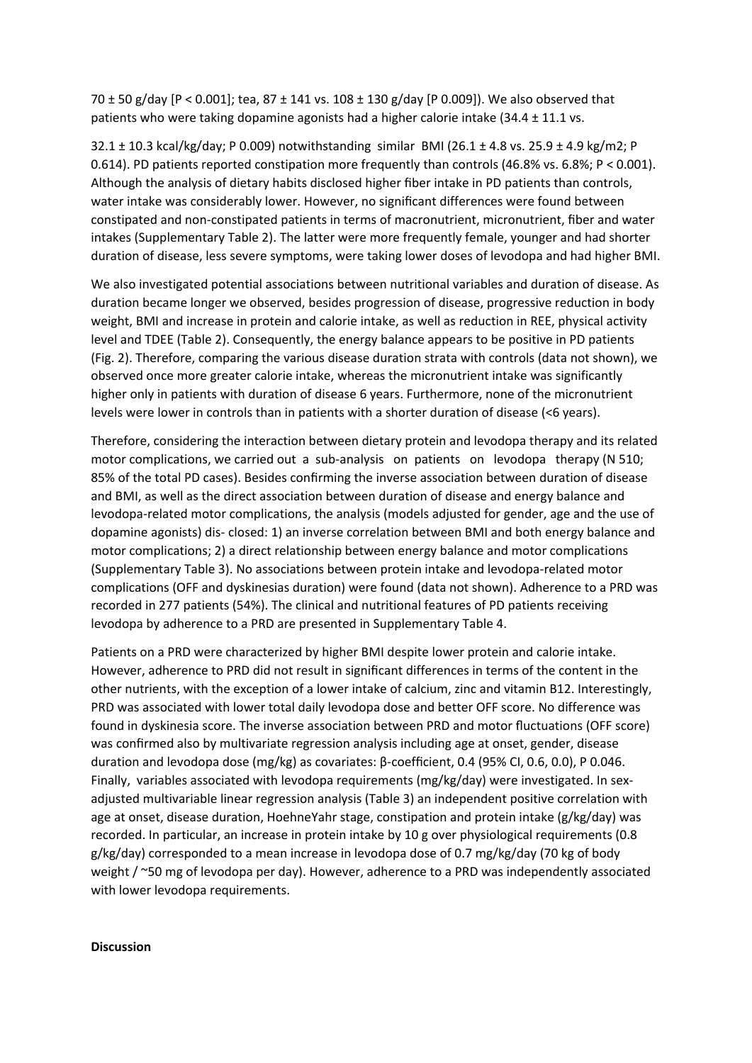70 ± 50 g/day [P < 0.001]; tea, 87 ± 141 vs. 108 ± 130 g/day [P 0.009]). We also observed that patients who were taking dopamine agonists had a higher calorie intake (34.4 ± 11.1 vs.

32.1 ± 10.3 kcal/kg/day; P 0.009) notwithstanding similar BMI (26.1 ± 4.8 vs. 25.9 ± 4.9 kg/m2; P 0.614). PD patients reported constipation more frequently than controls (46.8% vs. 6.8%; P < 0.001). Although the analysis of dietary habits disclosed higher fiber intake in PD patients than controls, water intake was considerably lower. However, no significant differences were found between constipated and non-constipated patients in terms of macronutrient, micronutrient, fiber and water intakes (Supplementary Table 2). The latter were more frequently female, younger and had shorter duration of disease, less severe symptoms, were taking lower doses of levodopa and had higher BMI.

We also investigated potential associations between nutritional variables and duration of disease. As duration became longer we observed, besides progression of disease, progressive reduction in body weight, BMI and increase in protein and calorie intake, as well as reduction in REE, physical activity level and TDEE (Table 2). Consequently, the energy balance appears to be positive in PD patients (Fig. 2). Therefore, comparing the various disease duration strata with controls (data not shown), we observed once more greater calorie intake, whereas the micronutrient intake was significantly higher only in patients with duration of disease 6 years. Furthermore, none of the micronutrient levels were lower in controls than in patients with a shorter duration of disease (<6 years).

Therefore, considering the interaction between dietary protein and levodopa therapy and its related motor complications, we carried out a sub-analysis on patients on levodopa therapy (N 510; 85% of the total PD cases). Besides confirming the inverse association between duration of disease and BMI, as well as the direct association between duration of disease and energy balance and levodopa-related motor complications, the analysis (models adjusted for gender, age and the use of dopamine agonists) dis- closed: 1) an inverse correlation between BMI and both energy balance and motor complications; 2) a direct relationship between energy balance and motor complications (Supplementary Table 3). No associations between protein intake and levodopa-related motor complications (OFF and dyskinesias duration) were found (data not shown). Adherence to a PRD was recorded in 277 patients (54%). The clinical and nutritional features of PD patients receiving levodopa by adherence to a PRD are presented in Supplementary Table 4.

Patients on a PRD were characterized by higher BMI despite lower protein and calorie intake. However, adherence to PRD did not result in significant differences in terms of the content in the other nutrients, with the exception of a lower intake of calcium, zinc and vitamin B12. Interestingly, PRD was associated with lower total daily levodopa dose and better OFF score. No difference was found in dyskinesia score. The inverse association between PRD and motor fluctuations (OFF score) was confirmed also by multivariate regression analysis including age at onset, gender, disease duration and levodopa dose (mg/kg) as covariates: β-coefficient, 0.4 (95% CI, 0.6, 0.0), P 0.046. Finally, variables associated with levodopa requirements (mg/kg/day) were investigated. In sex-adjusted multivariable linear regression analysis (Table 3) an independent positive correlation with age at onset, disease duration, HoehneYahr stage, constipation and protein intake (g/kg/day) was recorded. In particular, an increase in protein intake by 10 g over physiological requirements (0.8 g/kg/day) corresponded to a mean increase in levodopa dose of 0.7 mg/kg/day (70 kg of body weight / ~50 mg of levodopa per day). However, adherence to a PRD was independently associated with lower levodopa requirements.

**Discussion**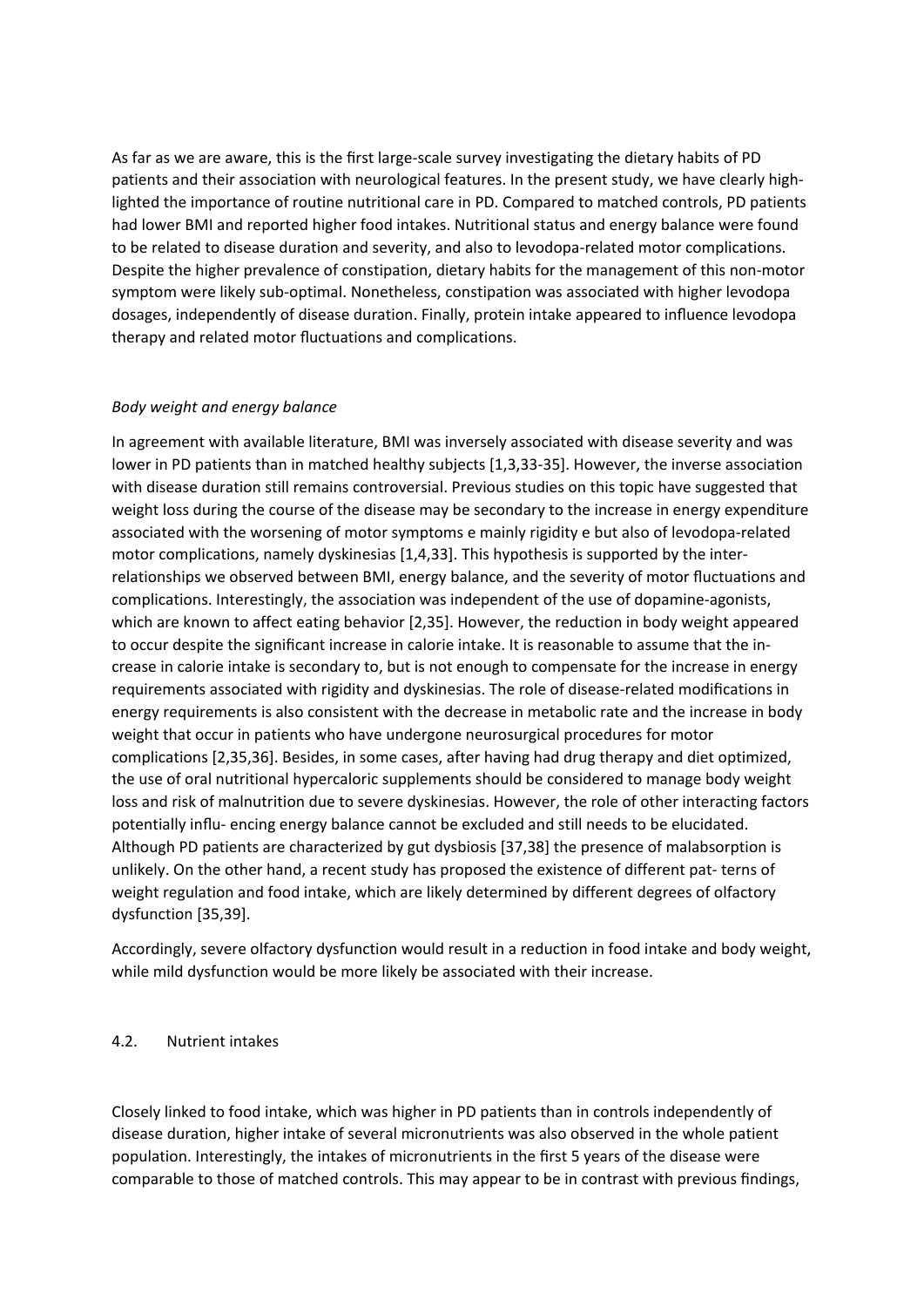As far as we are aware, this is the first large-scale survey investigating the dietary habits of PD patients and their association with neurological features. In the present study, we have clearly high-lighted the importance of routine nutritional care in PD. Compared to matched controls, PD patients had lower BMI and reported higher food intakes. Nutritional status and energy balance were found to be related to disease duration and severity, and also to levodopa-related motor complications. Despite the higher prevalence of constipation, dietary habits for the management of this non-motor symptom were likely sub-optimal. Nonetheless, constipation was associated with higher levodopa dosages, independently of disease duration. Finally, protein intake appeared to influence levodopa therapy and related motor fluctuations and complications.

*Body weight and energy balance*

In agreement with available literature, BMI was inversely associated with disease severity and was lower in PD patients than in matched healthy subjects [1,3,33-35]. However, the inverse association with disease duration still remains controversial. Previous studies on this topic have suggested that weight loss during the course of the disease may be secondary to the increase in energy expenditure associated with the worsening of motor symptoms e mainly rigidity e but also of levodopa-related motor complications, namely dyskinesias [1,4,33]. This hypothesis is supported by the inter-relationships we observed between BMI, energy balance, and the severity of motor fluctuations and complications. Interestingly, the association was independent of the use of dopamine-agonists, which are known to affect eating behavior [2,35]. However, the reduction in body weight appeared to occur despite the significant increase in calorie intake. It is reasonable to assume that the in-crease in calorie intake is secondary to, but is not enough to compensate for the increase in energy requirements associated with rigidity and dyskinesias. The role of disease-related modifications in energy requirements is also consistent with the decrease in metabolic rate and the increase in body weight that occur in patients who have undergone neurosurgical procedures for motor complications [2,35,36]. Besides, in some cases, after having had drug therapy and diet optimized, the use of oral nutritional hypercaloric supplements should be considered to manage body weight loss and risk of malnutrition due to severe dyskinesias. However, the role of other interacting factors potentially influ- encing energy balance cannot be excluded and still needs to be elucidated. Although PD patients are characterized by gut dysbiosis [37,38] the presence of malabsorption is unlikely. On the other hand, a recent study has proposed the existence of different pat- terns of weight regulation and food intake, which are likely determined by different degrees of olfactory dysfunction [35,39].

Accordingly, severe olfactory dysfunction would result in a reduction in food intake and body weight, while mild dysfunction would be more likely be associated with their increase.

## 4.2. Nutrient intakes

Closely linked to food intake, which was higher in PD patients than in controls independently of disease duration, higher intake of several micronutrients was also observed in the whole patient population. Interestingly, the intakes of micronutrients in the first 5 years of the disease were comparable to those of matched controls. This may appear to be in contrast with previous findings,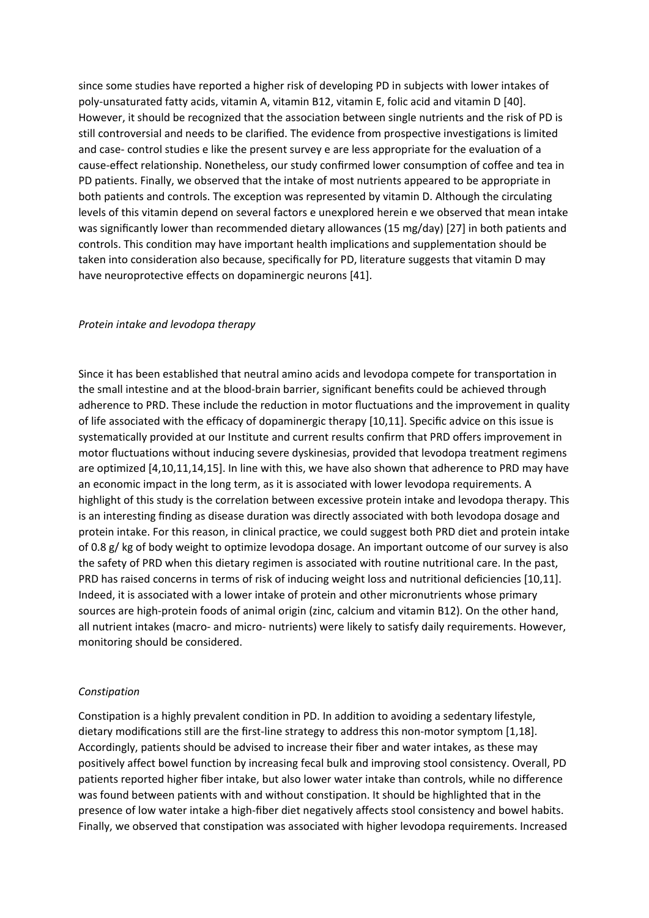since some studies have reported a higher risk of developing PD in subjects with lower intakes of poly-unsaturated fatty acids, vitamin A, vitamin B12, vitamin E, folic acid and vitamin D [40]. However, it should be recognized that the association between single nutrients and the risk of PD is still controversial and needs to be clarified. The evidence from prospective investigations is limited and case- control studies e like the present survey e are less appropriate for the evaluation of a cause-effect relationship. Nonetheless, our study confirmed lower consumption of coffee and tea in PD patients. Finally, we observed that the intake of most nutrients appeared to be appropriate in both patients and controls. The exception was represented by vitamin D. Although the circulating levels of this vitamin depend on several factors e unexplored herein e we observed that mean intake was significantly lower than recommended dietary allowances (15 mg/day) [27] in both patients and controls. This condition may have important health implications and supplementation should be taken into consideration also because, specifically for PD, literature suggests that vitamin D may have neuroprotective effects on dopaminergic neurons [41].

*Protein intake and levodopa therapy*

Since it has been established that neutral amino acids and levodopa compete for transportation in the small intestine and at the blood-brain barrier, significant benefits could be achieved through adherence to PRD. These include the reduction in motor fluctuations and the improvement in quality of life associated with the efficacy of dopaminergic therapy [10,11]. Specific advice on this issue is systematically provided at our Institute and current results confirm that PRD offers improvement in motor fluctuations without inducing severe dyskinesias, provided that levodopa treatment regimens are optimized [4,10,11,14,15]. In line with this, we have also shown that adherence to PRD may have an economic impact in the long term, as it is associated with lower levodopa requirements. A highlight of this study is the correlation between excessive protein intake and levodopa therapy. This is an interesting finding as disease duration was directly associated with both levodopa dosage and protein intake. For this reason, in clinical practice, we could suggest both PRD diet and protein intake of 0.8 g/ kg of body weight to optimize levodopa dosage. An important outcome of our survey is also the safety of PRD when this dietary regimen is associated with routine nutritional care. In the past, PRD has raised concerns in terms of risk of inducing weight loss and nutritional deficiencies [10,11]. Indeed, it is associated with a lower intake of protein and other micronutrients whose primary sources are high-protein foods of animal origin (zinc, calcium and vitamin B12). On the other hand, all nutrient intakes (macro- and micro- nutrients) were likely to satisfy daily requirements. However, monitoring should be considered.

*Constipation*

Constipation is a highly prevalent condition in PD. In addition to avoiding a sedentary lifestyle, dietary modifications still are the first-line strategy to address this non-motor symptom [1,18]. Accordingly, patients should be advised to increase their fiber and water intakes, as these may positively affect bowel function by increasing fecal bulk and improving stool consistency. Overall, PD patients reported higher fiber intake, but also lower water intake than controls, while no difference was found between patients with and without constipation. It should be highlighted that in the presence of low water intake a high-fiber diet negatively affects stool consistency and bowel habits. Finally, we observed that constipation was associated with higher levodopa requirements. Increased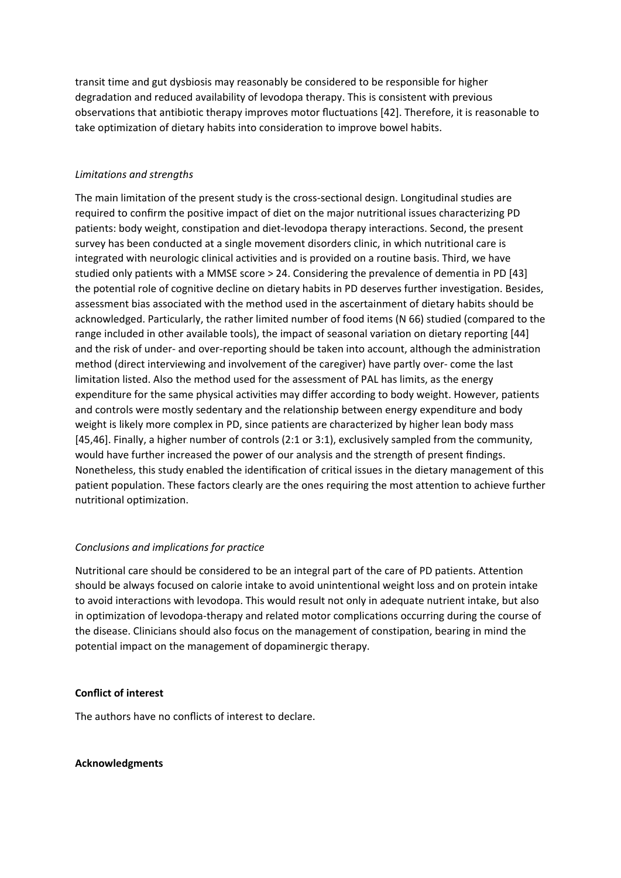transit time and gut dysbiosis may reasonably be considered to be responsible for higher degradation and reduced availability of levodopa therapy. This is consistent with previous observations that antibiotic therapy improves motor fluctuations [42]. Therefore, it is reasonable to take optimization of dietary habits into consideration to improve bowel habits.

*Limitations and strengths*

The main limitation of the present study is the cross-sectional design. Longitudinal studies are required to confirm the positive impact of diet on the major nutritional issues characterizing PD patients: body weight, constipation and diet-levodopa therapy interactions. Second, the present survey has been conducted at a single movement disorders clinic, in which nutritional care is integrated with neurologic clinical activities and is provided on a routine basis. Third, we have studied only patients with a MMSE score > 24. Considering the prevalence of dementia in PD [43] the potential role of cognitive decline on dietary habits in PD deserves further investigation. Besides, assessment bias associated with the method used in the ascertainment of dietary habits should be acknowledged. Particularly, the rather limited number of food items (N 66) studied (compared to the range included in other available tools), the impact of seasonal variation on dietary reporting [44] and the risk of under- and over-reporting should be taken into account, although the administration method (direct interviewing and involvement of the caregiver) have partly over- come the last limitation listed. Also the method used for the assessment of PAL has limits, as the energy expenditure for the same physical activities may differ according to body weight. However, patients and controls were mostly sedentary and the relationship between energy expenditure and body weight is likely more complex in PD, since patients are characterized by higher lean body mass [45,46]. Finally, a higher number of controls (2:1 or 3:1), exclusively sampled from the community, would have further increased the power of our analysis and the strength of present findings. Nonetheless, this study enabled the identification of critical issues in the dietary management of this patient population. These factors clearly are the ones requiring the most attention to achieve further nutritional optimization.

*Conclusions and implications for practice*

Nutritional care should be considered to be an integral part of the care of PD patients. Attention should be always focused on calorie intake to avoid unintentional weight loss and on protein intake to avoid interactions with levodopa. This would result not only in adequate nutrient intake, but also in optimization of levodopa-therapy and related motor complications occurring during the course of the disease. Clinicians should also focus on the management of constipation, bearing in mind the potential impact on the management of dopaminergic therapy.

**Conflict of interest**

The authors have no conflicts of interest to declare.

**Acknowledgments**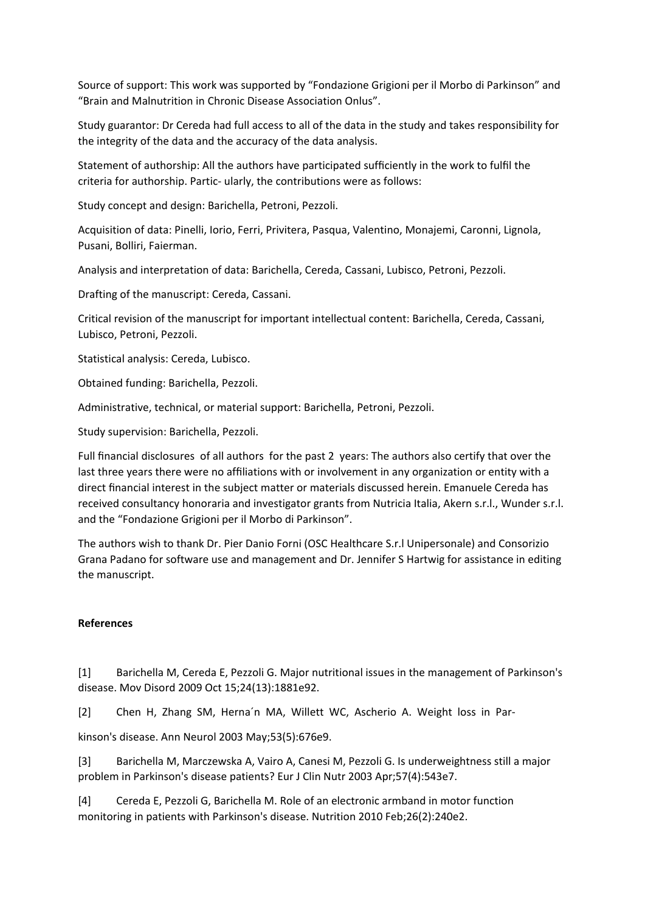Source of support: This work was supported by “Fondazione Grigioni per il Morbo di Parkinson” and “Brain and Malnutrition in Chronic Disease Association Onlus”.

Study guarantor: Dr Cereda had full access to all of the data in the study and takes responsibility for the integrity of the data and the accuracy of the data analysis.

Statement of authorship: All the authors have participated sufficiently in the work to fulfil the criteria for authorship. Partic- ularly, the contributions were as follows:

Study concept and design: Barichella, Petroni, Pezzoli.

Acquisition of data: Pinelli, Iorio, Ferri, Privitera, Pasqua, Valentino, Monajemi, Caronni, Lignola, Pusani, Bolliri, Faierman.

Analysis and interpretation of data: Barichella, Cereda, Cassani, Lubisco, Petroni, Pezzoli.

Drafting of the manuscript: Cereda, Cassani.

Critical revision of the manuscript for important intellectual content: Barichella, Cereda, Cassani, Lubisco, Petroni, Pezzoli.

Statistical analysis: Cereda, Lubisco.

Obtained funding: Barichella, Pezzoli.

Administrative, technical, or material support: Barichella, Petroni, Pezzoli.

Study supervision: Barichella, Pezzoli.

Full financial disclosures of all authors for the past 2 years: The authors also certify that over the last three years there were no affiliations with or involvement in any organization or entity with a direct financial interest in the subject matter or materials discussed herein. Emanuele Cereda has received consultancy honoraria and investigator grants from Nutricia Italia, Akern s.r.l., Wunder s.r.l. and the “Fondazione Grigioni per il Morbo di Parkinson”.

The authors wish to thank Dr. Pier Danio Forni (OSC Healthcare S.r.l Unipersonale) and Consorizio Grana Padano for software use and management and Dr. Jennifer S Hartwig for assistance in editing the manuscript.

**References**

[1] Barichella M, Cereda E, Pezzoli G. Major nutritional issues in the management of Parkinson's disease. Mov Disord 2009 Oct 15;24(13):1881e92.

[2] Chen H, Zhang SM, Herna´n MA, Willett WC, Ascherio A. Weight loss in Par-

kinson's disease. Ann Neurol 2003 May;53(5):676e9.

[3] Barichella M, Marczewska A, Vairo A, Canesi M, Pezzoli G. Is underweightness still a major problem in Parkinson's disease patients? Eur J Clin Nutr 2003 Apr;57(4):543e7.

[4] Cereda E, Pezzoli G, Barichella M. Role of an electronic armband in motor function monitoring in patients with Parkinson's disease. Nutrition 2010 Feb;26(2):240e2.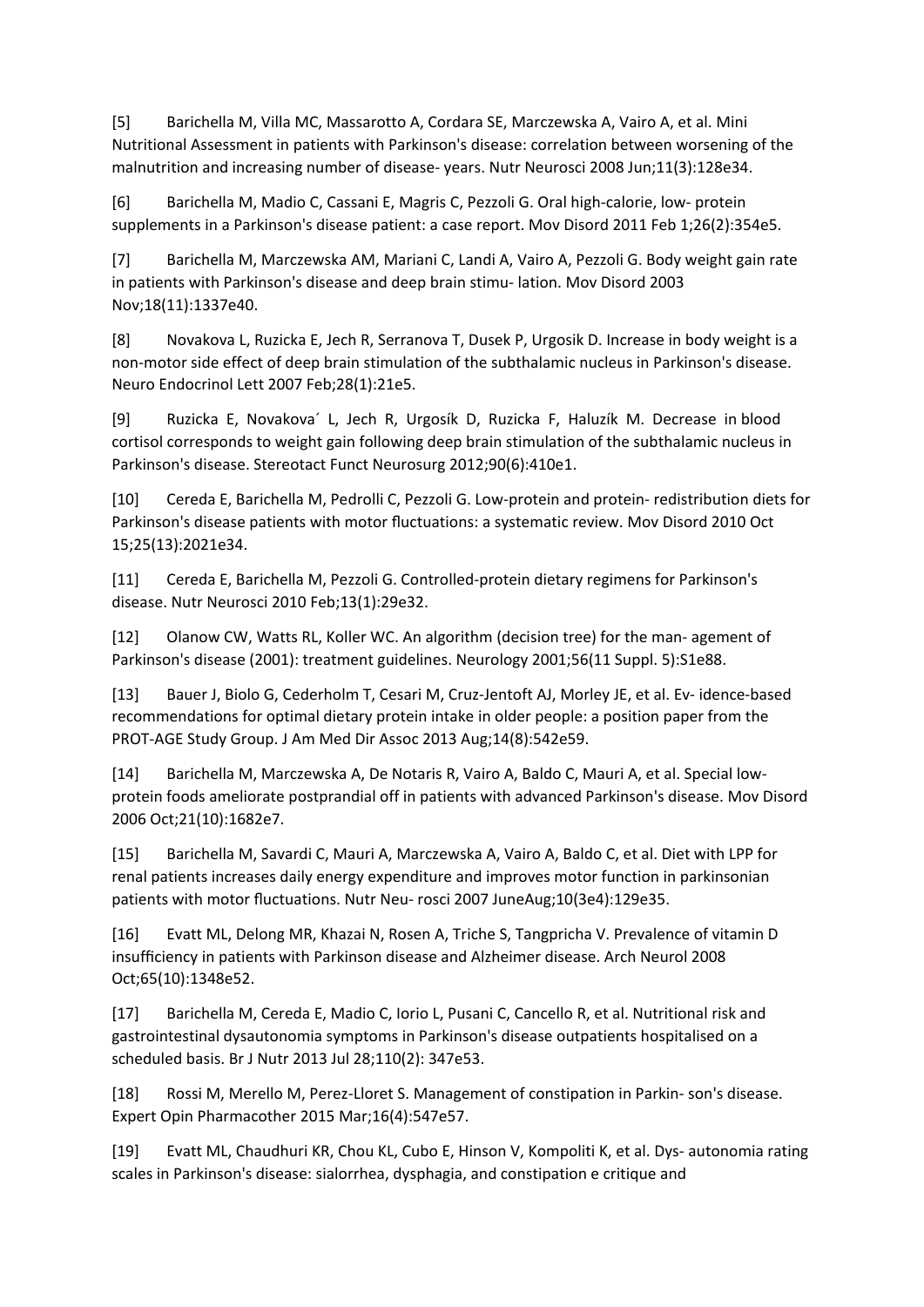[5] Barichella M, Villa MC, Massarotto A, Cordara SE, Marczewska A, Vairo A, et al. Mini Nutritional Assessment in patients with Parkinson's disease: correlation between worsening of the malnutrition and increasing number of disease- years. Nutr Neurosci 2008 Jun;11(3):128e34.

[6] Barichella M, Madio C, Cassani E, Magris C, Pezzoli G. Oral high-calorie, low- protein supplements in a Parkinson's disease patient: a case report. Mov Disord 2011 Feb 1;26(2):354e5.

[7] Barichella M, Marczewska AM, Mariani C, Landi A, Vairo A, Pezzoli G. Body weight gain rate in patients with Parkinson's disease and deep brain stimu- lation. Mov Disord 2003 Nov;18(11):1337e40.

[8] Novakova L, Ruzicka E, Jech R, Serranova T, Dusek P, Urgosik D. Increase in body weight is a non-motor side effect of deep brain stimulation of the subthalamic nucleus in Parkinson's disease. Neuro Endocrinol Lett 2007 Feb;28(1):21e5.

[9] Ruzicka E, Novakova´ L, Jech R, Urgosík D, Ruzicka F, Haluzík M. Decrease in blood cortisol corresponds to weight gain following deep brain stimulation of the subthalamic nucleus in Parkinson's disease. Stereotact Funct Neurosurg 2012;90(6):410e1.

[10] Cereda E, Barichella M, Pedrolli C, Pezzoli G. Low-protein and protein- redistribution diets for Parkinson's disease patients with motor fluctuations: a systematic review. Mov Disord 2010 Oct 15;25(13):2021e34.

[11] Cereda E, Barichella M, Pezzoli G. Controlled-protein dietary regimens for Parkinson's disease. Nutr Neurosci 2010 Feb;13(1):29e32.

[12] Olanow CW, Watts RL, Koller WC. An algorithm (decision tree) for the man- agement of Parkinson's disease (2001): treatment guidelines. Neurology 2001;56(11 Suppl. 5):S1e88.

[13] Bauer J, Biolo G, Cederholm T, Cesari M, Cruz-Jentoft AJ, Morley JE, et al. Ev- idence-based recommendations for optimal dietary protein intake in older people: a position paper from the PROT-AGE Study Group. J Am Med Dir Assoc 2013 Aug;14(8):542e59.

[14] Barichella M, Marczewska A, De Notaris R, Vairo A, Baldo C, Mauri A, et al. Special low-protein foods ameliorate postprandial off in patients with advanced Parkinson's disease. Mov Disord 2006 Oct;21(10):1682e7.

[15] Barichella M, Savardi C, Mauri A, Marczewska A, Vairo A, Baldo C, et al. Diet with LPP for renal patients increases daily energy expenditure and improves motor function in parkinsonian patients with motor fluctuations. Nutr Neu- rosci 2007 JuneAug;10(3e4):129e35.

[16] Evatt ML, Delong MR, Khazai N, Rosen A, Triche S, Tangpricha V. Prevalence of vitamin D insufficiency in patients with Parkinson disease and Alzheimer disease. Arch Neurol 2008 Oct;65(10):1348e52.

[17] Barichella M, Cereda E, Madio C, Iorio L, Pusani C, Cancello R, et al. Nutritional risk and gastrointestinal dysautonomia symptoms in Parkinson's disease outpatients hospitalised on a scheduled basis. Br J Nutr 2013 Jul 28;110(2): 347e53.

[18] Rossi M, Merello M, Perez-Lloret S. Management of constipation in Parkin- son's disease. Expert Opin Pharmacother 2015 Mar;16(4):547e57.

[19] Evatt ML, Chaudhuri KR, Chou KL, Cubo E, Hinson V, Kompoliti K, et al. Dys- autonomia rating scales in Parkinson's disease: sialorrhea, dysphagia, and constipation e critique and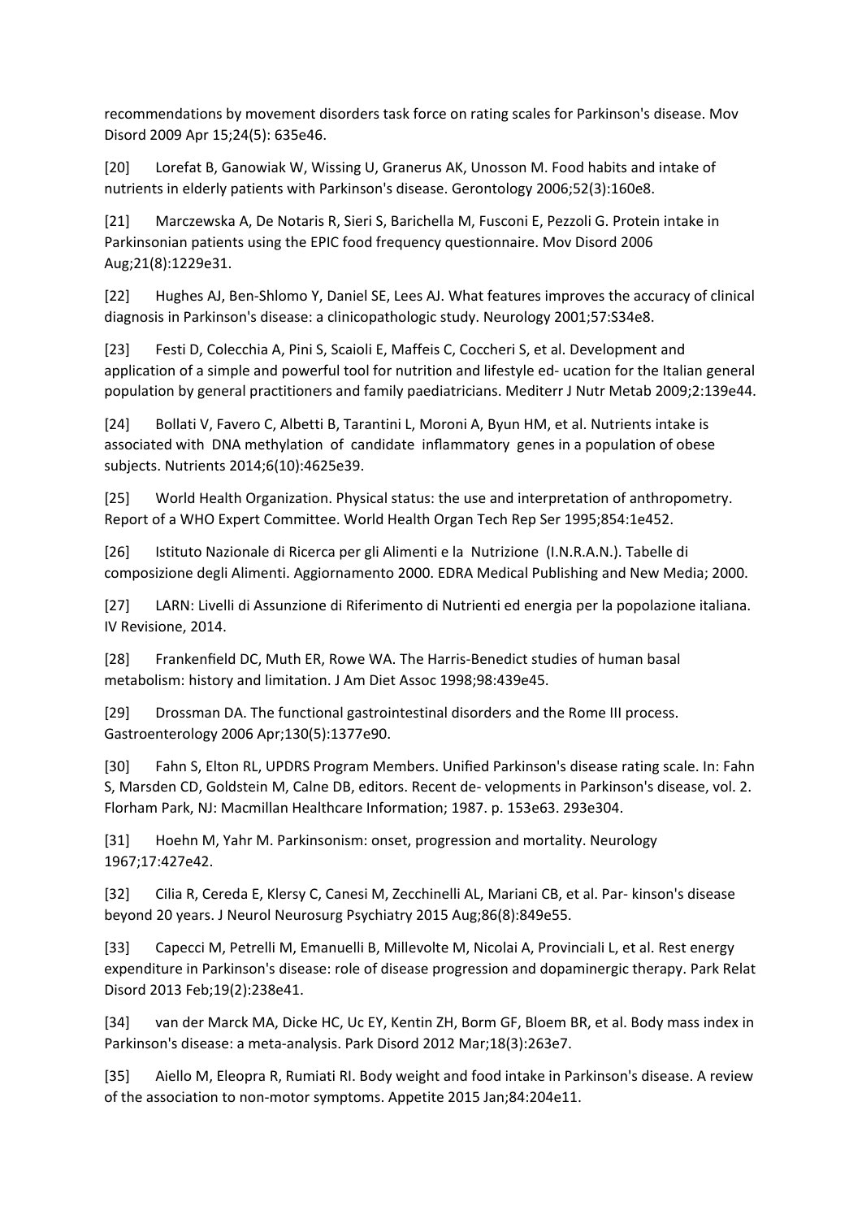recommendations by movement disorders task force on rating scales for Parkinson's disease. Mov Disord 2009 Apr 15;24(5): 635e46.

[20] Lorefat B, Ganowiak W, Wissing U, Granerus AK, Unosson M. Food habits and intake of nutrients in elderly patients with Parkinson's disease. Gerontology 2006;52(3):160e8.

[21] Marczewska A, De Notaris R, Sieri S, Barichella M, Fusconi E, Pezzoli G. Protein intake in Parkinsonian patients using the EPIC food frequency questionnaire. Mov Disord 2006 Aug;21(8):1229e31.

[22] Hughes AJ, Ben-Shlomo Y, Daniel SE, Lees AJ. What features improves the accuracy of clinical diagnosis in Parkinson's disease: a clinicopathologic study. Neurology 2001;57:S34e8.

[23] Festi D, Colecchia A, Pini S, Scaioli E, Maffeis C, Coccheri S, et al. Development and application of a simple and powerful tool for nutrition and lifestyle ed- ucation for the Italian general population by general practitioners and family paediatricians. Mediterr J Nutr Metab 2009;2:139e44.

[24] Bollati V, Favero C, Albetti B, Tarantini L, Moroni A, Byun HM, et al. Nutrients intake is associated with DNA methylation of candidate inflammatory genes in a population of obese subjects. Nutrients 2014;6(10):4625e39.

[25] World Health Organization. Physical status: the use and interpretation of anthropometry. Report of a WHO Expert Committee. World Health Organ Tech Rep Ser 1995;854:1e452.

[26] Istituto Nazionale di Ricerca per gli Alimenti e la Nutrizione (I.N.R.A.N.). Tabelle di composizione degli Alimenti. Aggiornamento 2000. EDRA Medical Publishing and New Media; 2000.

[27] LARN: Livelli di Assunzione di Riferimento di Nutrienti ed energia per la popolazione italiana. IV Revisione, 2014.

[28] Frankenfield DC, Muth ER, Rowe WA. The Harris-Benedict studies of human basal metabolism: history and limitation. J Am Diet Assoc 1998;98:439e45.

[29] Drossman DA. The functional gastrointestinal disorders and the Rome III process. Gastroenterology 2006 Apr;130(5):1377e90.

[30] Fahn S, Elton RL, UPDRS Program Members. Unified Parkinson's disease rating scale. In: Fahn S, Marsden CD, Goldstein M, Calne DB, editors. Recent de- velopments in Parkinson's disease, vol. 2. Florham Park, NJ: Macmillan Healthcare Information; 1987. p. 153e63. 293e304.

[31] Hoehn M, Yahr M. Parkinsonism: onset, progression and mortality. Neurology 1967;17:427e42.

[32] Cilia R, Cereda E, Klersy C, Canesi M, Zecchinelli AL, Mariani CB, et al. Par- kinson's disease beyond 20 years. J Neurol Neurosurg Psychiatry 2015 Aug;86(8):849e55.

[33] Capecci M, Petrelli M, Emanuelli B, Millevolte M, Nicolai A, Provinciali L, et al. Rest energy expenditure in Parkinson's disease: role of disease progression and dopaminergic therapy. Park Relat Disord 2013 Feb;19(2):238e41.

[34] van der Marck MA, Dicke HC, Uc EY, Kentin ZH, Borm GF, Bloem BR, et al. Body mass index in Parkinson's disease: a meta-analysis. Park Disord 2012 Mar;18(3):263e7.

[35] Aiello M, Eleopra R, Rumiati RI. Body weight and food intake in Parkinson's disease. A review of the association to non-motor symptoms. Appetite 2015 Jan;84:204e11.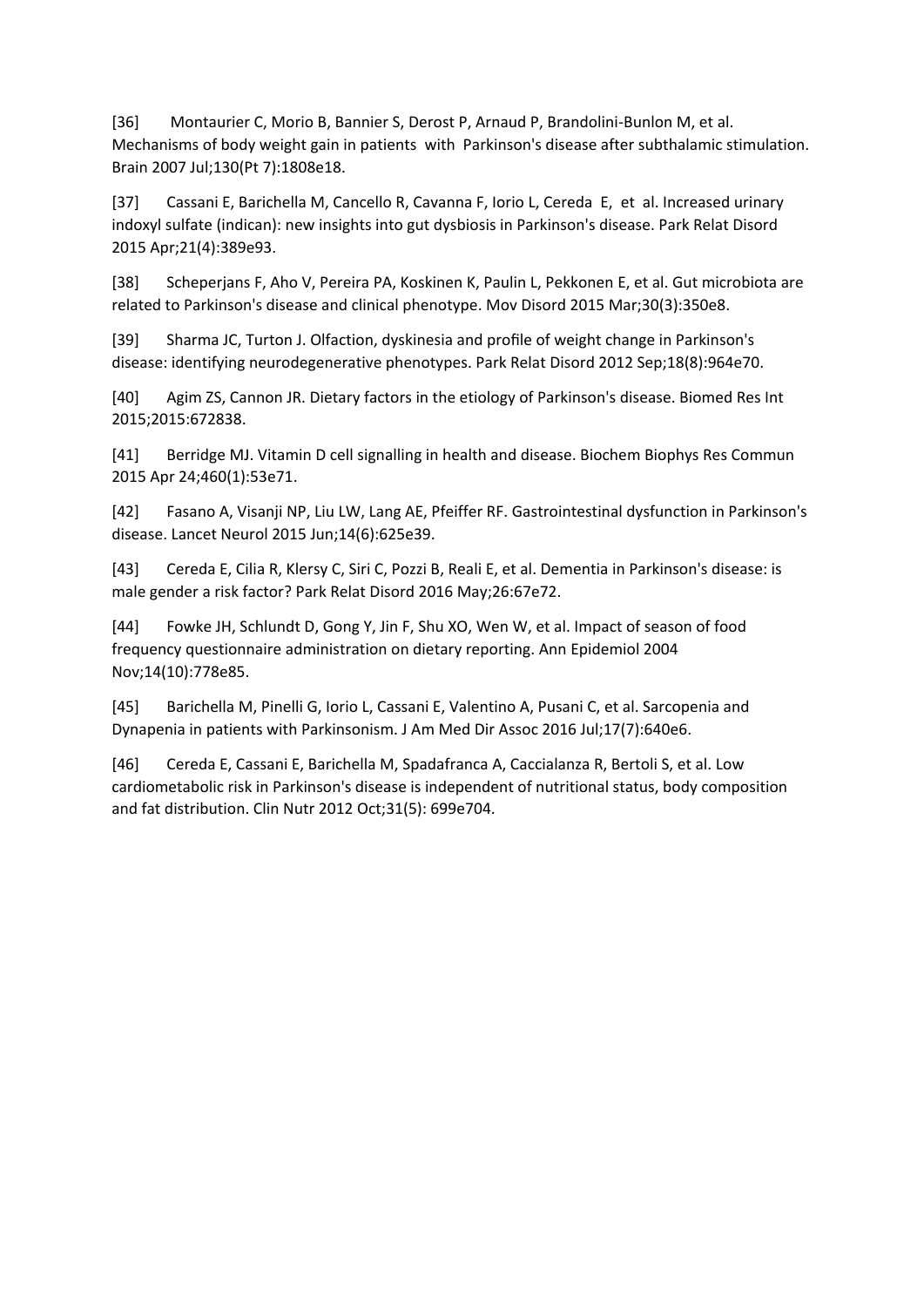[36] Montaurier C, Morio B, Bannier S, Derost P, Arnaud P, Brandolini-Bunlon M, et al. Mechanisms of body weight gain in patients with Parkinson's disease after subthalamic stimulation. Brain 2007 Jul;130(Pt 7):1808e18.

[37] Cassani E, Barichella M, Cancello R, Cavanna F, Iorio L, Cereda E, et al. Increased urinary indoxyl sulfate (indican): new insights into gut dysbiosis in Parkinson's disease. Park Relat Disord 2015 Apr;21(4):389e93.

[38] Scheperjans F, Aho V, Pereira PA, Koskinen K, Paulin L, Pekkonen E, et al. Gut microbiota are related to Parkinson's disease and clinical phenotype. Mov Disord 2015 Mar;30(3):350e8.

[39] Sharma JC, Turton J. Olfaction, dyskinesia and profile of weight change in Parkinson's disease: identifying neurodegenerative phenotypes. Park Relat Disord 2012 Sep;18(8):964e70.

[40] Agim ZS, Cannon JR. Dietary factors in the etiology of Parkinson's disease. Biomed Res Int 2015;2015:672838.

[41] Berridge MJ. Vitamin D cell signalling in health and disease. Biochem Biophys Res Commun 2015 Apr 24;460(1):53e71.

[42] Fasano A, Visanji NP, Liu LW, Lang AE, Pfeiffer RF. Gastrointestinal dysfunction in Parkinson's disease. Lancet Neurol 2015 Jun;14(6):625e39.

[43] Cereda E, Cilia R, Klersy C, Siri C, Pozzi B, Reali E, et al. Dementia in Parkinson's disease: is male gender a risk factor? Park Relat Disord 2016 May;26:67e72.

[44] Fowke JH, Schlundt D, Gong Y, Jin F, Shu XO, Wen W, et al. Impact of season of food frequency questionnaire administration on dietary reporting. Ann Epidemiol 2004 Nov;14(10):778e85.

[45] Barichella M, Pinelli G, Iorio L, Cassani E, Valentino A, Pusani C, et al. Sarcopenia and Dynapenia in patients with Parkinsonism. J Am Med Dir Assoc 2016 Jul;17(7):640e6.

[46] Cereda E, Cassani E, Barichella M, Spadafranca A, Caccialanza R, Bertoli S, et al. Low cardiometabolic risk in Parkinson's disease is independent of nutritional status, body composition and fat distribution. Clin Nutr 2012 Oct;31(5): 699e704.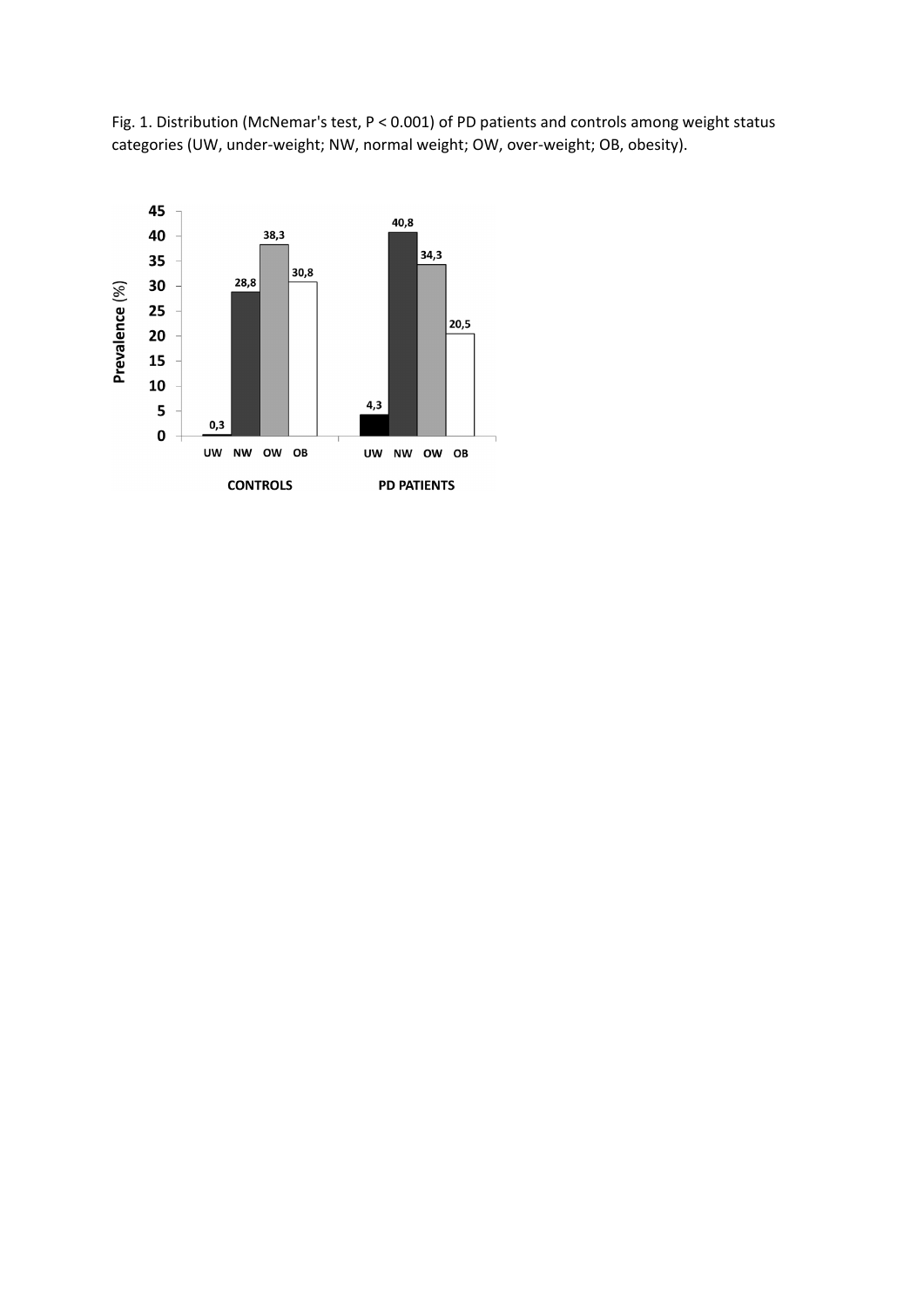Fig. 1. Distribution (McNemar's test, $P < 0.001$) of PD patients and controls among weight status categories (UW, under-weight; NW, normal weight; OW, over-weight; OB, obesity).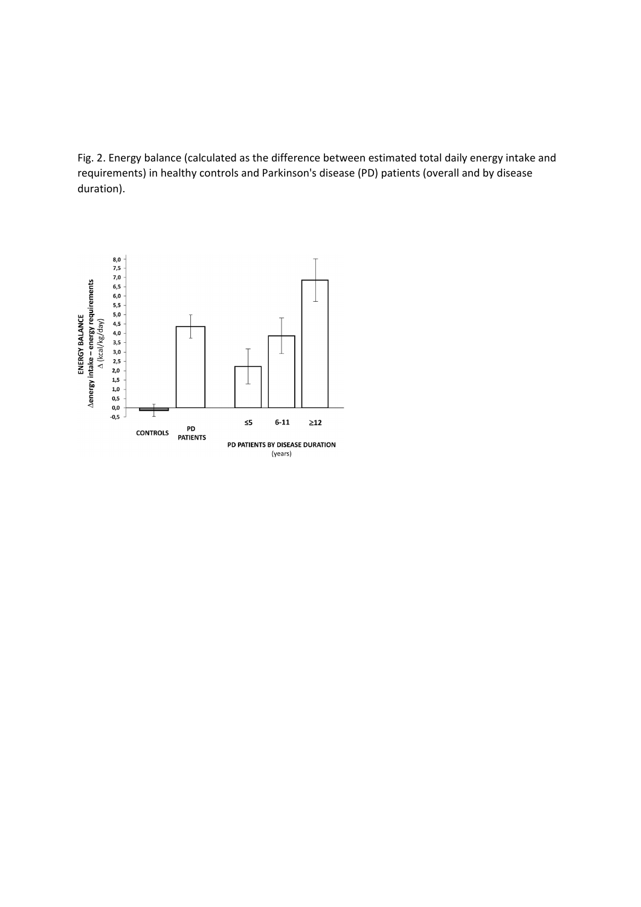Fig. 2. Energy balance (calculated as the difference between estimated total daily energy intake and requirements) in healthy controls and Parkinson's disease (PD) patients (overall and by disease duration).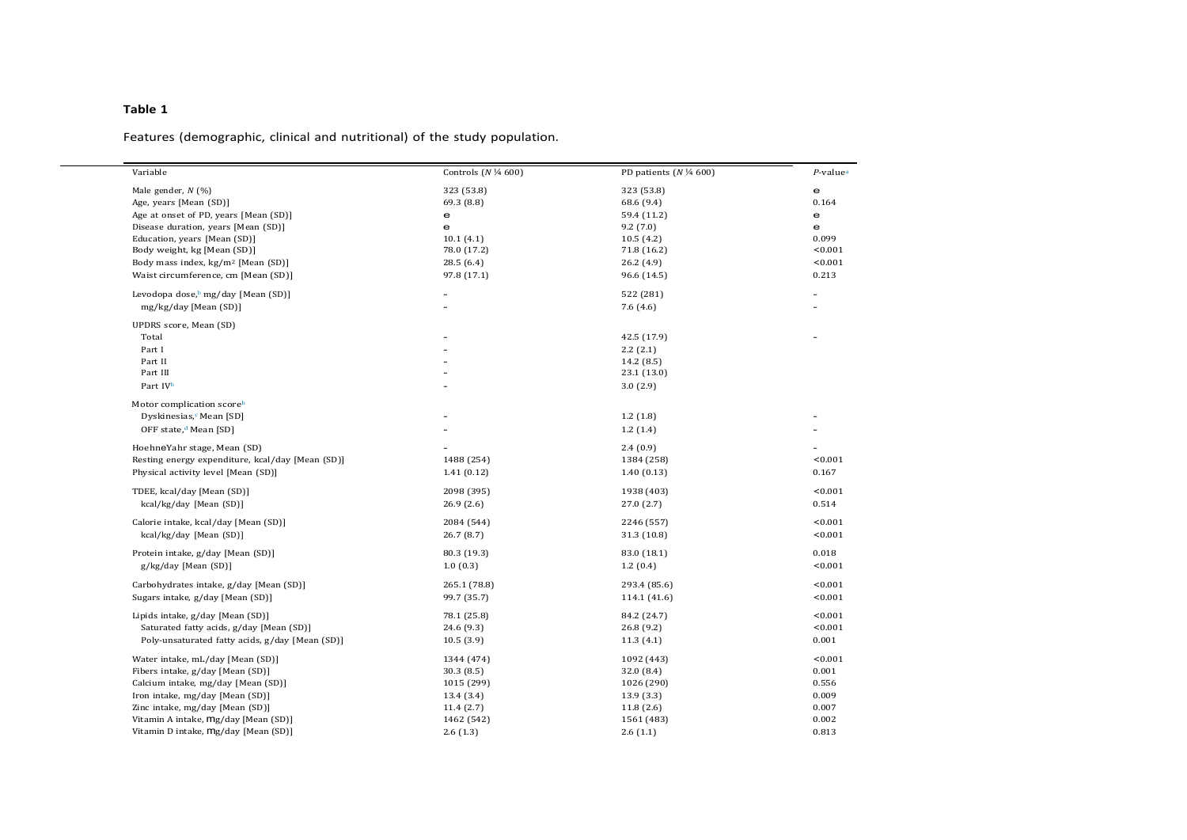**Table 1**

Features (demographic, clinical and nutritional) of the study population.

| Variable | Controls (*N* ¼ 600) | PD patients (*N* ¼ 600) | *P*-value[a] |
|---|---|---|---|
| Male gender, *N* (%) | 323 (53.8) | 323 (53.8) | e |
| Age, years [Mean (SD)] | 69.3 (8.8) | 68.6 (9.4) | 0.164 |
| Age at onset of PD, years [Mean (SD)] | e | 59.4 (11.2) | e |
| Disease duration, years [Mean (SD)] | e | 9.2 (7.0) | e |
| Education, years [Mean (SD)] | 10.1 (4.1) | 10.5 (4.2) | 0.099 |
| Body weight, kg [Mean (SD)] | 78.0 (17.2) | 71.8 (16.2) | <0.001 |
| Body mass index, kg/m² [Mean (SD)] | 28.5 (6.4) | 26.2 (4.9) | <0.001 |
| Waist circumference, cm [Mean (SD)] | 97.8 (17.1) | 96.6 (14.5) | 0.213 |
| Levodopa dose,[b] mg/day [Mean (SD)] | – | 522 (281) | – |
| mg/kg/day [Mean (SD)] | – | 7.6 (4.6) | – |
| UPDRS score, Mean (SD) | | | |
| Total | – | 42.5 (17.9) | – |
| Part I | – | 2.2 (2.1) | |
| Part II | – | 14.2 (8.5) | |
| Part III | – | 23.1 (13.0) | |
| Part IV[b] | – | 3.0 (2.9) | |
| Motor complication score[b] | | | |
| Dyskinesias,[c] Mean [SD] | – | 1.2 (1.8) | – |
| OFF state,[d] Mean [SD] | – | 1.2 (1.4) | – |
| HoehneYahr stage, Mean (SD) | – | 2.4 (0.9) | – |
| Resting energy expenditure, kcal/day [Mean (SD)] | 1488 (254) | 1384 (258) | <0.001 |
| Physical activity level [Mean (SD)] | 1.41 (0.12) | 1.40 (0.13) | 0.167 |
| TDEE, kcal/day [Mean (SD)] | 2098 (395) | 1938 (403) | <0.001 |
| kcal/kg/day [Mean (SD)] | 26.9 (2.6) | 27.0 (2.7) | 0.514 |
| Calorie intake, kcal/day [Mean (SD)] | 2084 (544) | 2246 (557) | <0.001 |
| kcal/kg/day [Mean (SD)] | 26.7 (8.7) | 31.3 (10.8) | <0.001 |
| Protein intake, g/day [Mean (SD)] | 80.3 (19.3) | 83.0 (18.1) | 0.018 |
| g/kg/day [Mean (SD)] | 1.0 (0.3) | 1.2 (0.4) | <0.001 |
| Carbohydrates intake, g/day [Mean (SD)] | 265.1 (78.8) | 293.4 (85.6) | <0.001 |
| Sugars intake, g/day [Mean (SD)] | 99.7 (35.7) | 114.1 (41.6) | <0.001 |
| Lipids intake, g/day [Mean (SD)] | 78.1 (25.8) | 84.2 (24.7) | <0.001 |
| Saturated fatty acids, g/day [Mean (SD)] | 24.6 (9.3) | 26.8 (9.2) | <0.001 |
| Poly-unsaturated fatty acids, g/day [Mean (SD)] | 10.5 (3.9) | 11.3 (4.1) | 0.001 |
| Water intake, mL/day [Mean (SD)] | 1344 (474) | 1092 (443) | <0.001 |
| Fibers intake, g/day [Mean (SD)] | 30.3 (8.5) | 32.0 (8.4) | 0.001 |
| Calcium intake, mg/day [Mean (SD)] | 1015 (299) | 1026 (290) | 0.556 |
| Iron intake, mg/day [Mean (SD)] | 13.4 (3.4) | 13.9 (3.3) | 0.009 |
| Zinc intake, mg/day [Mean (SD)] | 11.4 (2.7) | 11.8 (2.6) | 0.007 |
| Vitamin A intake, mg/day [Mean (SD)] | 1462 (542) | 1561 (483) | 0.002 |
| Vitamin D intake, mg/day [Mean (SD)] | 2.6 (1.3) | 2.6 (1.1) | 0.813 |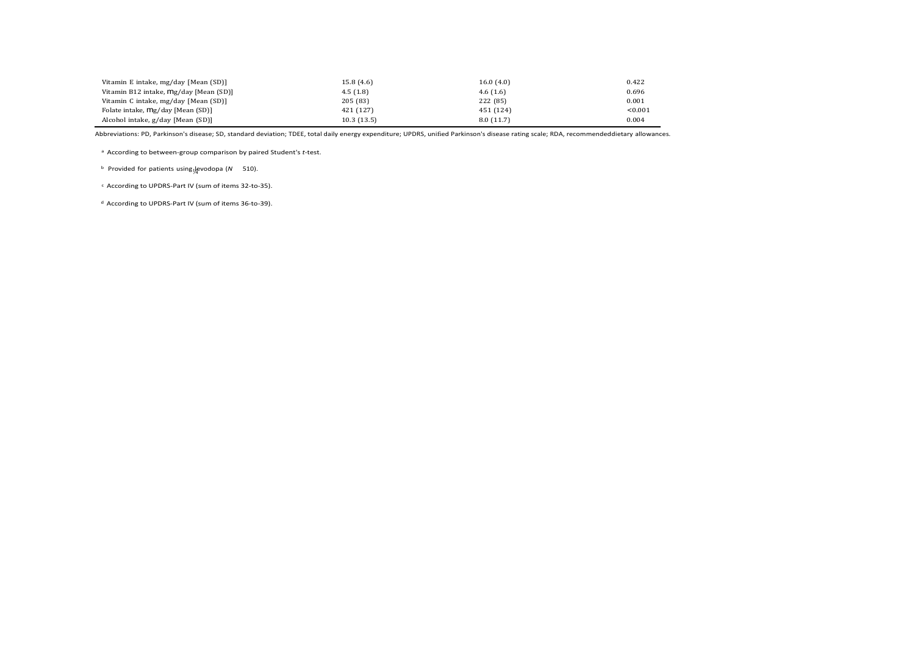| | | | |
|---|---|---|---|
| Vitamin E intake, mg/day [Mean (SD)] | 15.8 (4.6) | 16.0 (4.0) | 0.422 |
| Vitamin B12 intake, mg/day [Mean (SD)] | 4.5 (1.8) | 4.6 (1.6) | 0.696 |
| Vitamin C intake, mg/day [Mean (SD)] | 205 (83) | 222 (85) | 0.001 |
| Folate intake, mg/day [Mean (SD)] | 421 (127) | 451 (124) | <0.001 |
| Alcohol intake, g/day [Mean (SD)] | 10.3 (13.5) | 8.0 (11.7) | 0.004 |

Abbreviations: PD, Parkinson's disease; SD, standard deviation; TDEE, total daily energy expenditure; UPDRS, unified Parkinson's disease rating scale; RDA, recommendeddietary allowances.

[a] According to between-group comparison by paired Student's *t*-test.

[b] Provided for patients using levodopa (*N* ¼ 510).

[c] According to UPDRS-Part IV (sum of items 32-to-35).

[d] According to UPDRS-Part IV (sum of items 36-to-39).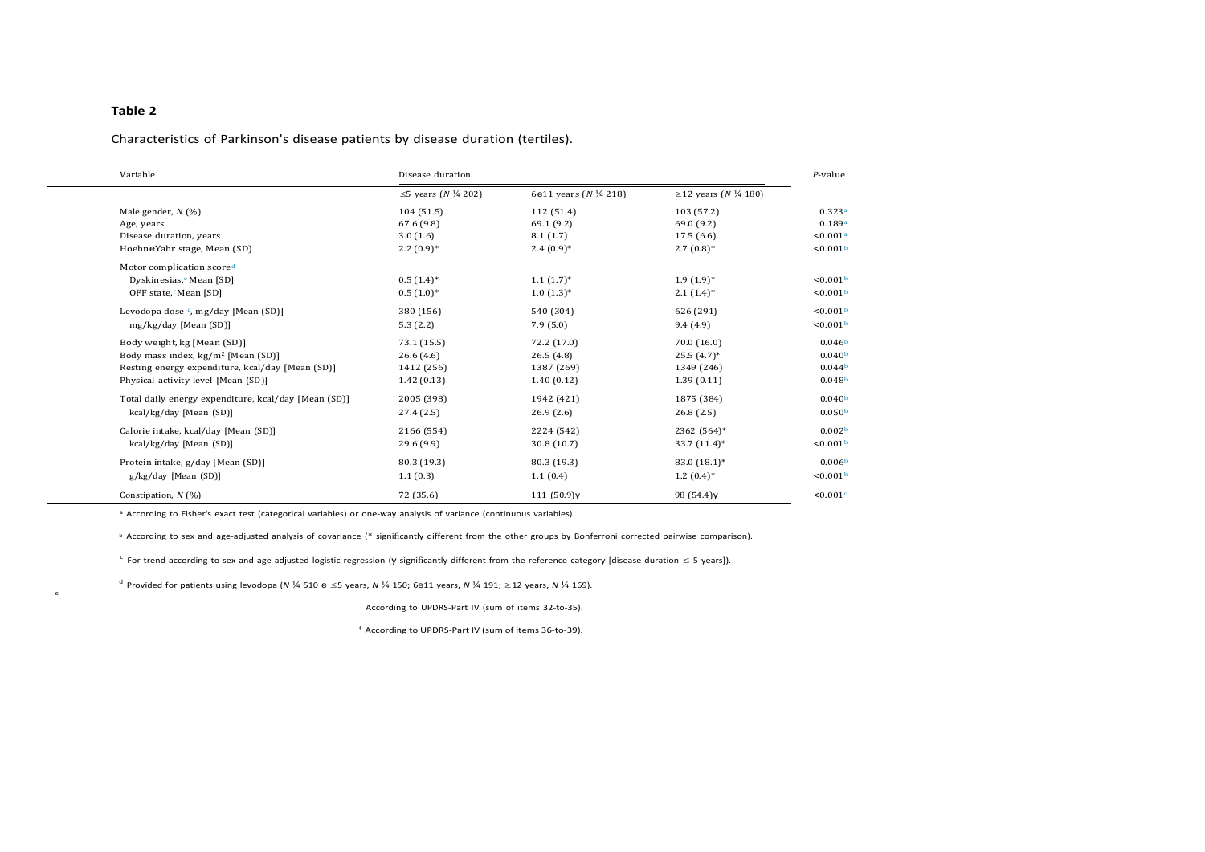**Table 2**

Characteristics of Parkinson's disease patients by disease duration (tertiles).

| Variable | Disease duration | | | *P*-value |
|---|---|---|---|---|
| | ≤5 years (*N* ¼ 202) | 6e11 years (*N* ¼ 218) | ≥12 years (*N* ¼ 180) | |
| Male gender, *N* (%) | 104 (51.5) | 112 (51.4) | 103 (57.2) | 0.323[a] |
| Age, years | 67.6 (9.8) | 69.1 (9.2) | 69.0 (9.2) | 0.189[a] |
| Disease duration, years | 3.0 (1.6) | 8.1 (1.7) | 17.5 (6.6) | <0.001[a] |
| HoehneYahr stage, Mean (SD) | 2.2 (0.9)* | 2.4 (0.9)* | 2.7 (0.8)* | <0.001[b] |
| Motor complication score[d] | | | | |
| Dyskinesias,[e] Mean [SD] | 0.5 (1.4)* | 1.1 (1.7)* | 1.9 (1.9)* | <0.001[b] |
| OFF state,[f] Mean [SD] | 0.5 (1.0)* | 1.0 (1.3)* | 2.1 (1.4)* | <0.001[b] |
| Levodopa dose [d], mg/day [Mean (SD)] | 380 (156) | 540 (304) | 626 (291) | <0.001[b] |
| mg/kg/day [Mean (SD)] | 5.3 (2.2) | 7.9 (5.0) | 9.4 (4.9) | <0.001[b] |
| Body weight, kg [Mean (SD)] | 73.1 (15.5) | 72.2 (17.0) | 70.0 (16.0) | 0.046[b] |
| Body mass index, $kg/m^2$ [Mean (SD)] | 26.6 (4.6) | 26.5 (4.8) | 25.5 (4.7)* | 0.040[b] |
| Resting energy expenditure, kcal/day [Mean (SD)] | 1412 (256) | 1387 (269) | 1349 (246) | 0.044[b] |
| Physical activity level [Mean (SD)] | 1.42 (0.13) | 1.40 (0.12) | 1.39 (0.11) | 0.048[b] |
| Total daily energy expenditure, kcal/day [Mean (SD)] | 2005 (398) | 1942 (421) | 1875 (384) | 0.040[b] |
| kcal/kg/day [Mean (SD)] | 27.4 (2.5) | 26.9 (2.6) | 26.8 (2.5) | 0.050[b] |
| Calorie intake, kcal/day [Mean (SD)] | 2166 (554) | 2224 (542) | 2362 (564)* | 0.002[b] |
| kcal/kg/day [Mean (SD)] | 29.6 (9.9) | 30.8 (10.7) | 33.7 (11.4)* | <0.001[b] |
| Protein intake, g/day [Mean (SD)] | 80.3 (19.3) | 80.3 (19.3) | 83.0 (18.1)* | 0.006[b] |
| g/kg/day [Mean (SD)] | 1.1 (0.3) | 1.1 (0.4) | 1.2 (0.4)* | <0.001[b] |
| Constipation, *N* (%) | 72 (35.6) | 111 (50.9)γ | 98 (54.4)γ | <0.001[c] |

[a] According to Fisher's exact test (categorical variables) or one-way analysis of variance (continuous variables).

[b] According to sex and age-adjusted analysis of covariance (* significantly different from the other groups by Bonferroni corrected pairwise comparison).

[c] For trend according to sex and age-adjusted logistic regression (γ significantly different from the reference category [disease duration ≤ 5 years]).

[d] Provided for patients using levodopa (*N* ¼ 510 e ≤5 years, *N* ¼ 150; 6e11 years, *N* ¼ 191; ≥12 years, *N* ¼ 169).

[e] According to UPDRS-Part IV (sum of items 32-to-35).

[f] According to UPDRS-Part IV (sum of items 36-to-39).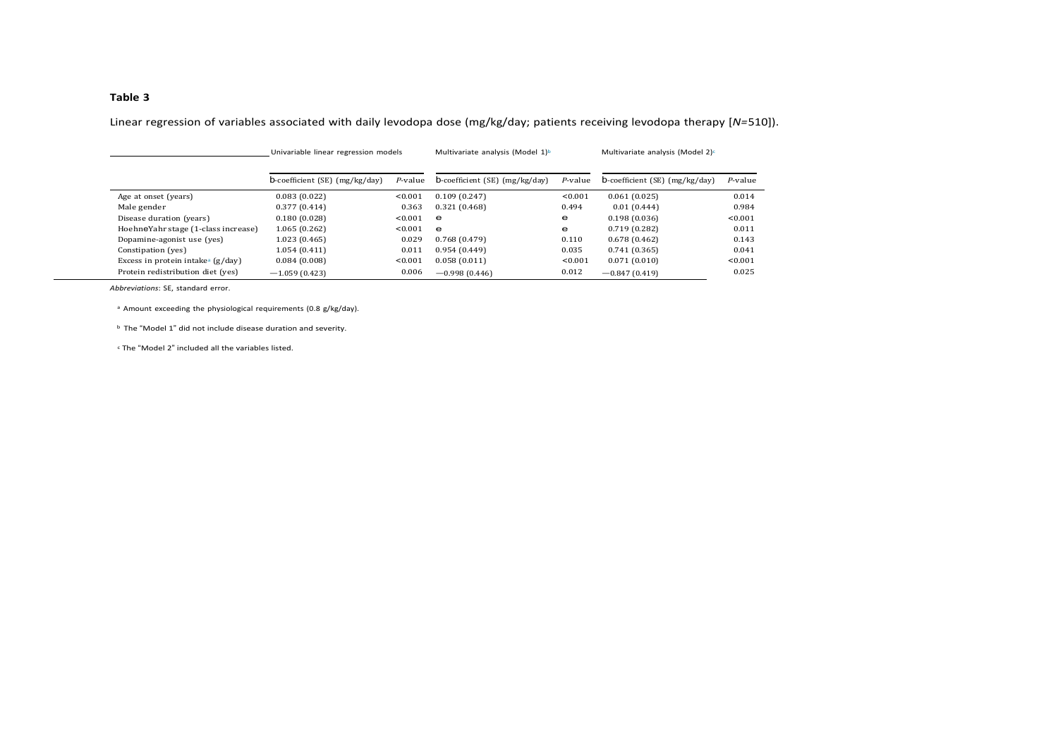**Table 3**

Linear regression of variables associated with daily levodopa dose (mg/kg/day; patients receiving levodopa therapy [*N*=510]).

| | Univariable linear regression models | | Multivariate analysis (Model 1)[b] | | Multivariate analysis (Model 2)[c] | |
|---|---|---|---|---|---|---|
| | b-coefficient (SE) (mg/kg/day) | *P*-value | b-coefficient (SE) (mg/kg/day) | *P*-value | b-coefficient (SE) (mg/kg/day) | *P*-value |
| Age at onset (years) | 0.083 (0.022) | <0.001 | 0.109 (0.247) | <0.001 | 0.061 (0.025) | 0.014 |
| Male gender | 0.377 (0.414) | 0.363 | 0.321 (0.468) | 0.494 | 0.01 (0.444) | 0.984 |
| Disease duration (years) | 0.180 (0.028) | <0.001 | e | e | 0.198 (0.036) | <0.001 |
| HoehneYahr stage (1-class increase) | 1.065 (0.262) | <0.001 | e | e | 0.719 (0.282) | 0.011 |
| Dopamine-agonist use (yes) | 1.023 (0.465) | 0.029 | 0.768 (0.479) | 0.110 | 0.678 (0.462) | 0.143 |
| Constipation (yes) | 1.054 (0.411) | 0.011 | 0.954 (0.449) | 0.035 | 0.741 (0.365) | 0.041 |
| Excess in protein intake[a] (g/day) | 0.084 (0.008) | <0.001 | 0.058 (0.011) | <0.001 | 0.071 (0.010) | <0.001 |
| Protein redistribution diet (yes) | —1.059 (0.423) | 0.006 | —0.998 (0.446) | 0.012 | —0.847 (0.419) | 0.025 |

*Abbreviations*: SE, standard error.

[a] Amount exceeding the physiological requirements (0.8 g/kg/day).

[b] The "Model 1" did not include disease duration and severity.

[c] The "Model 2" included all the variables listed.